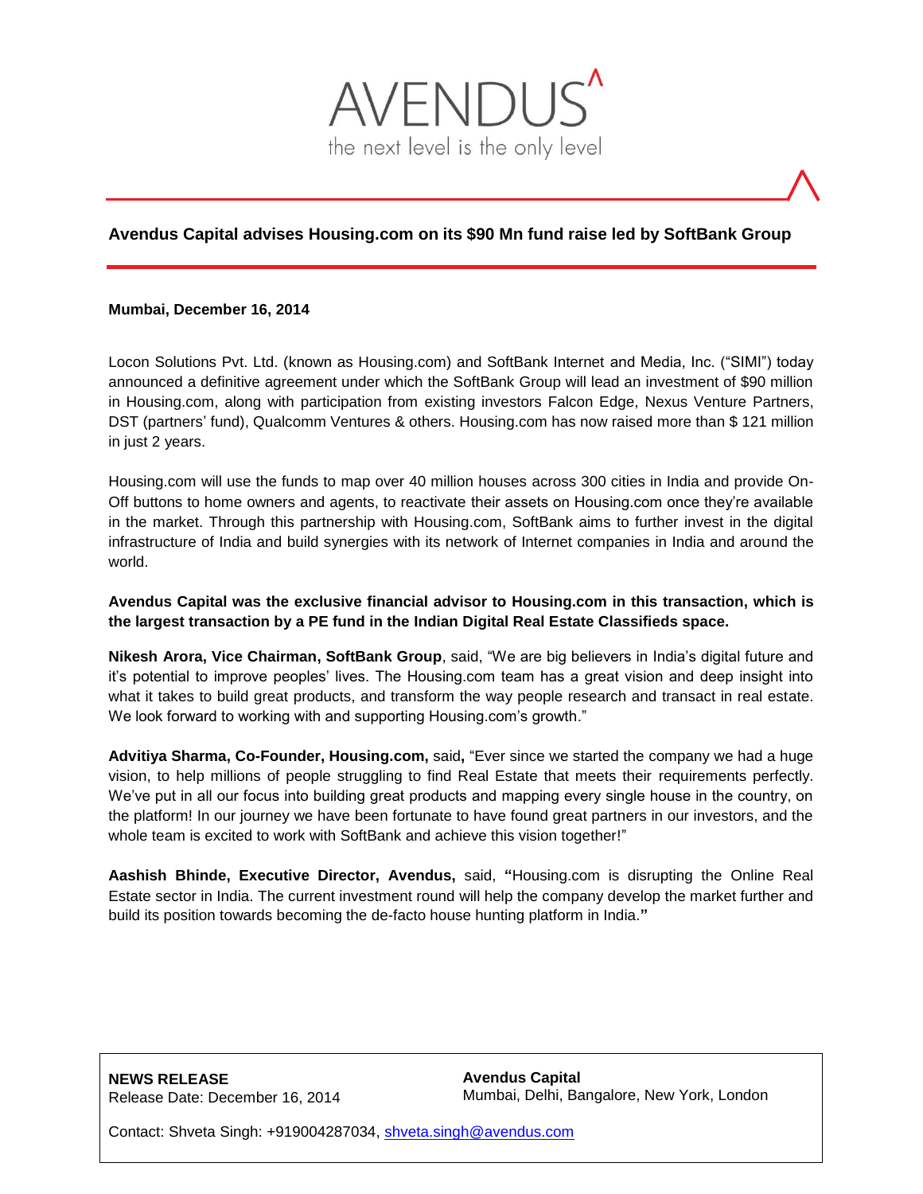AVENDUS

the next level is the only level

# Avendus Capital advises Housing.com on its $90 Mn fund raise led by SoftBank Group

**Mumbai, December 16, 2014**

Locon Solutions Pvt. Ltd. (known as Housing.com) and SoftBank Internet and Media, Inc. ("SIMI") today announced a definitive agreement under which the SoftBank Group will lead an investment of $90 million in Housing.com, along with participation from existing investors Falcon Edge, Nexus Venture Partners, DST (partners' fund), Qualcomm Ventures & others. Housing.com has now raised more than $ 121 million in just 2 years.

Housing.com will use the funds to map over 40 million houses across 300 cities in India and provide On-Off buttons to home owners and agents, to reactivate their assets on Housing.com once they're available in the market. Through this partnership with Housing.com, SoftBank aims to further invest in the digital infrastructure of India and build synergies with its network of Internet companies in India and around the world.

**Avendus Capital was the exclusive financial advisor to Housing.com in this transaction, which is the largest transaction by a PE fund in the Indian Digital Real Estate Classifieds space.**

**Nikesh Arora, Vice Chairman, SoftBank Group**, said, "We are big believers in India's digital future and it's potential to improve peoples' lives. The Housing.com team has a great vision and deep insight into what it takes to build great products, and transform the way people research and transact in real estate. We look forward to working with and supporting Housing.com's growth."

**Advitiya Sharma, Co-Founder, Housing.com,** said**,** "Ever since we started the company we had a huge vision, to help millions of people struggling to find Real Estate that meets their requirements perfectly. We've put in all our focus into building great products and mapping every single house in the country, on the platform! In our journey we have been fortunate to have found great partners in our investors, and the whole team is excited to work with SoftBank and achieve this vision together!"

**Aashish Bhinde, Executive Director, Avendus,** said, **"**Housing.com is disrupting the Online Real Estate sector in India. The current investment round will help the company develop the market further and build its position towards becoming the de-facto house hunting platform in India.**"**

**NEWS RELEASE**
Release Date: December 16, 2014

**Avendus Capital**
Mumbai, Delhi, Bangalore, New York, London

Contact: Shveta Singh: +919004287034, shveta.singh@avendus.com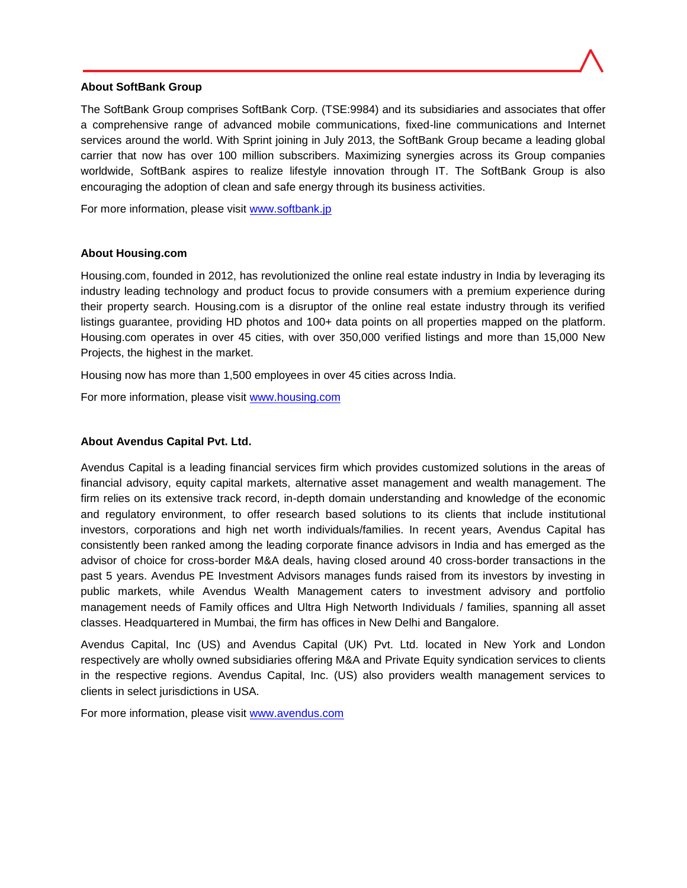**About SoftBank Group**

The SoftBank Group comprises SoftBank Corp. (TSE:9984) and its subsidiaries and associates that offer a comprehensive range of advanced mobile communications, fixed-line communications and Internet services around the world. With Sprint joining in July 2013, the SoftBank Group became a leading global carrier that now has over 100 million subscribers. Maximizing synergies across its Group companies worldwide, SoftBank aspires to realize lifestyle innovation through IT. The SoftBank Group is also encouraging the adoption of clean and safe energy through its business activities.

For more information, please visit [www.softbank.jp](http://www.softbank.jp)

**About Housing.com**

Housing.com, founded in 2012, has revolutionized the online real estate industry in India by leveraging its industry leading technology and product focus to provide consumers with a premium experience during their property search. Housing.com is a disruptor of the online real estate industry through its verified listings guarantee, providing HD photos and 100+ data points on all properties mapped on the platform. Housing.com operates in over 45 cities, with over 350,000 verified listings and more than 15,000 New Projects, the highest in the market.

Housing now has more than 1,500 employees in over 45 cities across India.

For more information, please visit [www.housing.com](http://www.housing.com)

**About Avendus Capital Pvt. Ltd.**

Avendus Capital is a leading financial services firm which provides customized solutions in the areas of financial advisory, equity capital markets, alternative asset management and wealth management. The firm relies on its extensive track record, in-depth domain understanding and knowledge of the economic and regulatory environment, to offer research based solutions to its clients that include institutional investors, corporations and high net worth individuals/families. In recent years, Avendus Capital has consistently been ranked among the leading corporate finance advisors in India and has emerged as the advisor of choice for cross-border M&A deals, having closed around 40 cross-border transactions in the past 5 years. Avendus PE Investment Advisors manages funds raised from its investors by investing in public markets, while Avendus Wealth Management caters to investment advisory and portfolio management needs of Family offices and Ultra High Networth Individuals / families, spanning all asset classes. Headquartered in Mumbai, the firm has offices in New Delhi and Bangalore.

Avendus Capital, Inc (US) and Avendus Capital (UK) Pvt. Ltd. located in New York and London respectively are wholly owned subsidiaries offering M&A and Private Equity syndication services to clients in the respective regions. Avendus Capital, Inc. (US) also providers wealth management services to clients in select jurisdictions in USA.

For more information, please visit [www.avendus.com](http://www.avendus.com)